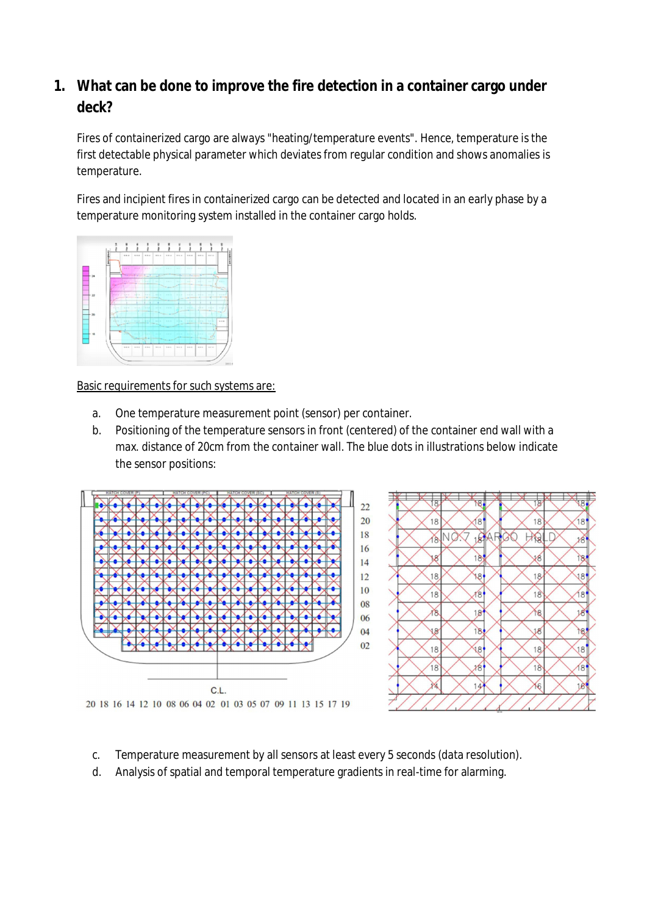## 1. What can be done to improve the fire detection in a container cargo under deck?

Fires of containerized cargo are always "heating/temperature events". Hence, temperature is the first detectable physical parameter which deviates from regular condition and shows anomalies is temperature.

Fires and incipient fires in containerized cargo can be detected and located in an early phase by a temperature monitoring system installed in the container cargo holds.

Basic requirements for such systems are:

a. One temperature measurement point (sensor) per container.

b. Positioning of the temperature sensors in front (centered) of the container end wall with a max. distance of 20cm from the container wall. The blue dots in illustrations below indicate the sensor positions:

c. Temperature measurement by all sensors at least every 5 seconds (data resolution).

d. Analysis of spatial and temporal temperature gradients in real-time for alarming.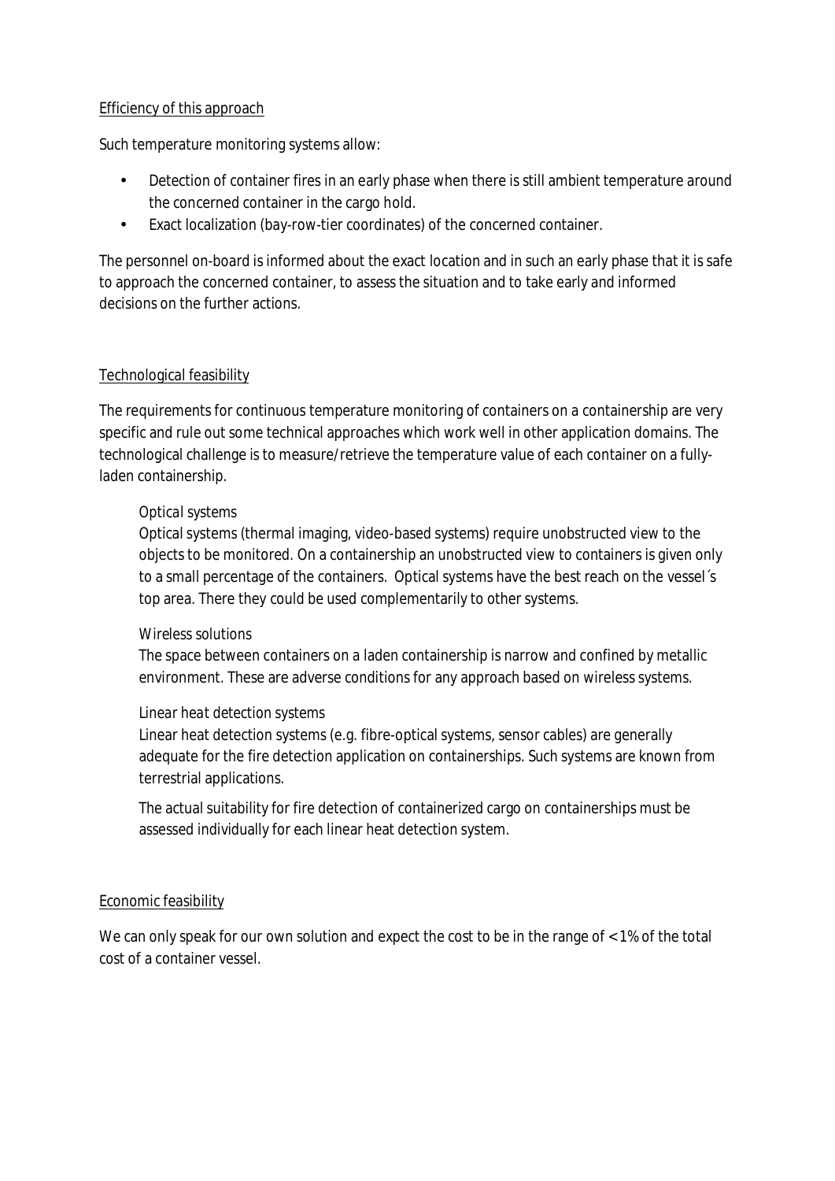Efficiency of this approach

Such temperature monitoring systems allow:

- Detection of container fires in an early phase when there is still ambient temperature around the concerned container in the cargo hold.
- Exact localization (bay-row-tier coordinates) of the concerned container.

The personnel on-board is informed about the exact location and in such an early phase that it is safe to approach the concerned container, to assess the situation and to take early and informed decisions on the further actions.

Technological feasibility

The requirements for continuous temperature monitoring of containers on a containership are very specific and rule out some technical approaches which work well in other application domains. The technological challenge is to measure/retrieve the temperature value of each container on a fully-laden containership.

*Optical systems*
Optical systems (thermal imaging, video-based systems) require unobstructed view to the objects to be monitored. On a containership an unobstructed view to containers is given only to a small percentage of the containers. Optical systems have the best reach on the vessel´s top area. There they could be used complementarily to other systems.

*Wireless solutions*
The space between containers on a laden containership is narrow and confined by metallic environment. These are adverse conditions for any approach based on wireless systems.

*Linear heat detection systems*
Linear heat detection systems (e.g. fibre-optical systems, sensor cables) are generally adequate for the fire detection application on containerships. Such systems are known from terrestrial applications.

The actual suitability for fire detection of containerized cargo on containerships must be assessed individually for each linear heat detection system.

Economic feasibility

We can only speak for our own solution and expect the cost to be in the range of < 1% of the total cost of a container vessel.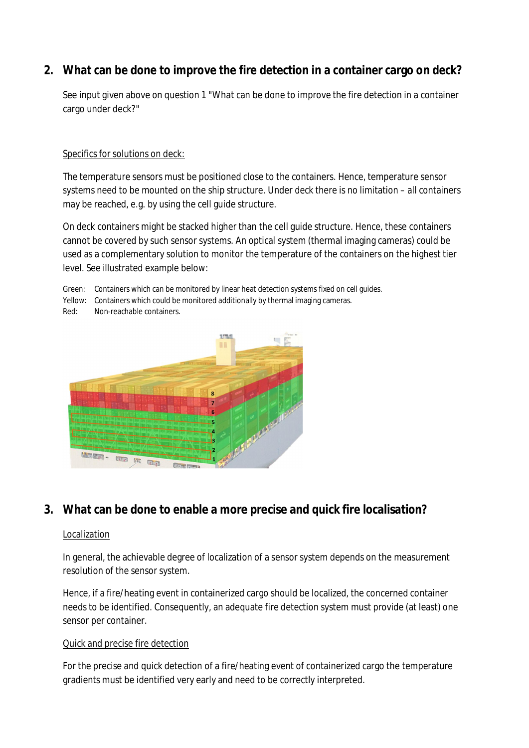## 2. What can be done to improve the fire detection in a container cargo on deck?

See input given above on question 1 "What can be done to improve the fire detection in a container cargo under deck?"

Specifics for solutions on deck:

The temperature sensors must be positioned close to the containers. Hence, temperature sensor systems need to be mounted on the ship structure. Under deck there is no limitation – all containers may be reached, e.g. by using the cell guide structure.

On deck containers might be stacked higher than the cell guide structure. Hence, these containers cannot be covered by such sensor systems. An optical system (thermal imaging cameras) could be used as a complementary solution to monitor the temperature of the containers on the highest tier level. See illustrated example below:

Green: Containers which can be monitored by linear heat detection systems fixed on cell guides.
Yellow: Containers which could be monitored additionally by thermal imaging cameras.
Red: Non-reachable containers.

## 3. What can be done to enable a more precise and quick fire localisation?

Localization

In general, the achievable degree of localization of a sensor system depends on the measurement resolution of the sensor system.

Hence, if a fire/heating event in containerized cargo should be localized, the concerned container needs to be identified. Consequently, an adequate fire detection system must provide (at least) one sensor per container.

Quick and precise fire detection

For the precise and quick detection of a fire/heating event of containerized cargo the temperature gradients must be identified very early and need to be correctly interpreted.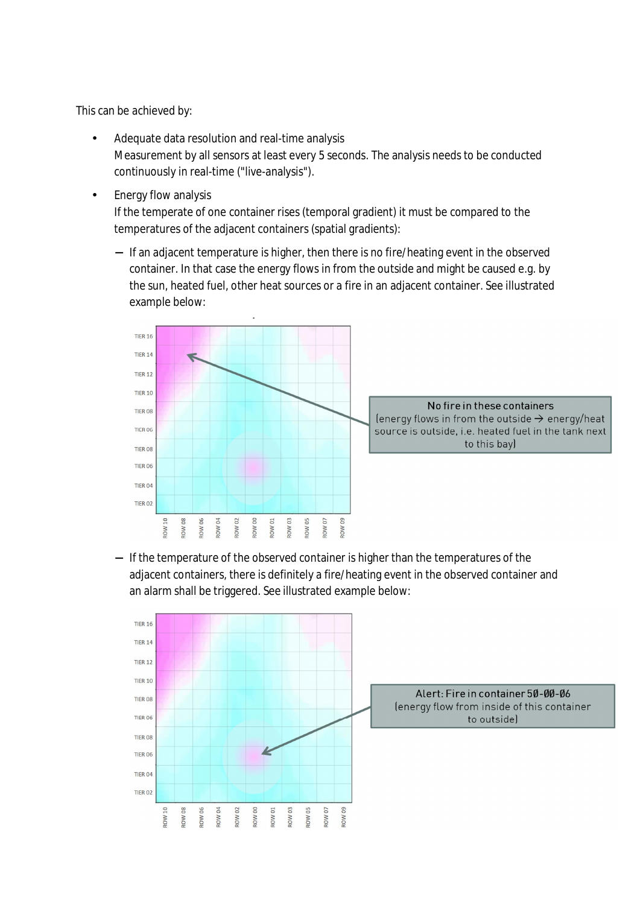This can be achieved by:

- Adequate data resolution and real-time analysis
  Measurement by all sensors at least every 5 seconds. The analysis needs to be conducted continuously in real-time ("live-analysis").

- Energy flow analysis
  If the temperate of one container rises (temporal gradient) it must be compared to the temperatures of the adjacent containers (spatial gradients):

  - If an adjacent temperature is higher, then there is no fire/heating event in the observed container. In that case the energy flows in from the outside and might be caused e.g. by the sun, heated fuel, other heat sources or a fire in an adjacent container. See illustrated example below:

TIER 16, TIER 14, TIER 12, TIER 10, TIER 08, TIER 06, TIER 08, TIER 06, TIER 04, TIER 02

ROW 10, ROW 08, ROW 06, ROW 04, ROW 02, ROW 00, ROW 01, ROW 03, ROW 05, ROW 07, ROW 09

No fire in these containers
(energy flows in from the outside → energy/heat source is outside, i.e. heated fuel in the tank next to this bay)

  - If the temperature of the observed container is higher than the temperatures of the adjacent containers, there is definitely a fire/heating event in the observed container and an alarm shall be triggered. See illustrated example below:

TIER 16, TIER 14, TIER 12, TIER 10, TIER 08, TIER 06, TIER 08, TIER 06, TIER 04, TIER 02

ROW 10, ROW 08, ROW 06, ROW 04, ROW 02, ROW 00, ROW 01, ROW 03, ROW 05, ROW 07, ROW 09

Alert: Fire in container 50-00-06
(energy flow from inside of this container to outside)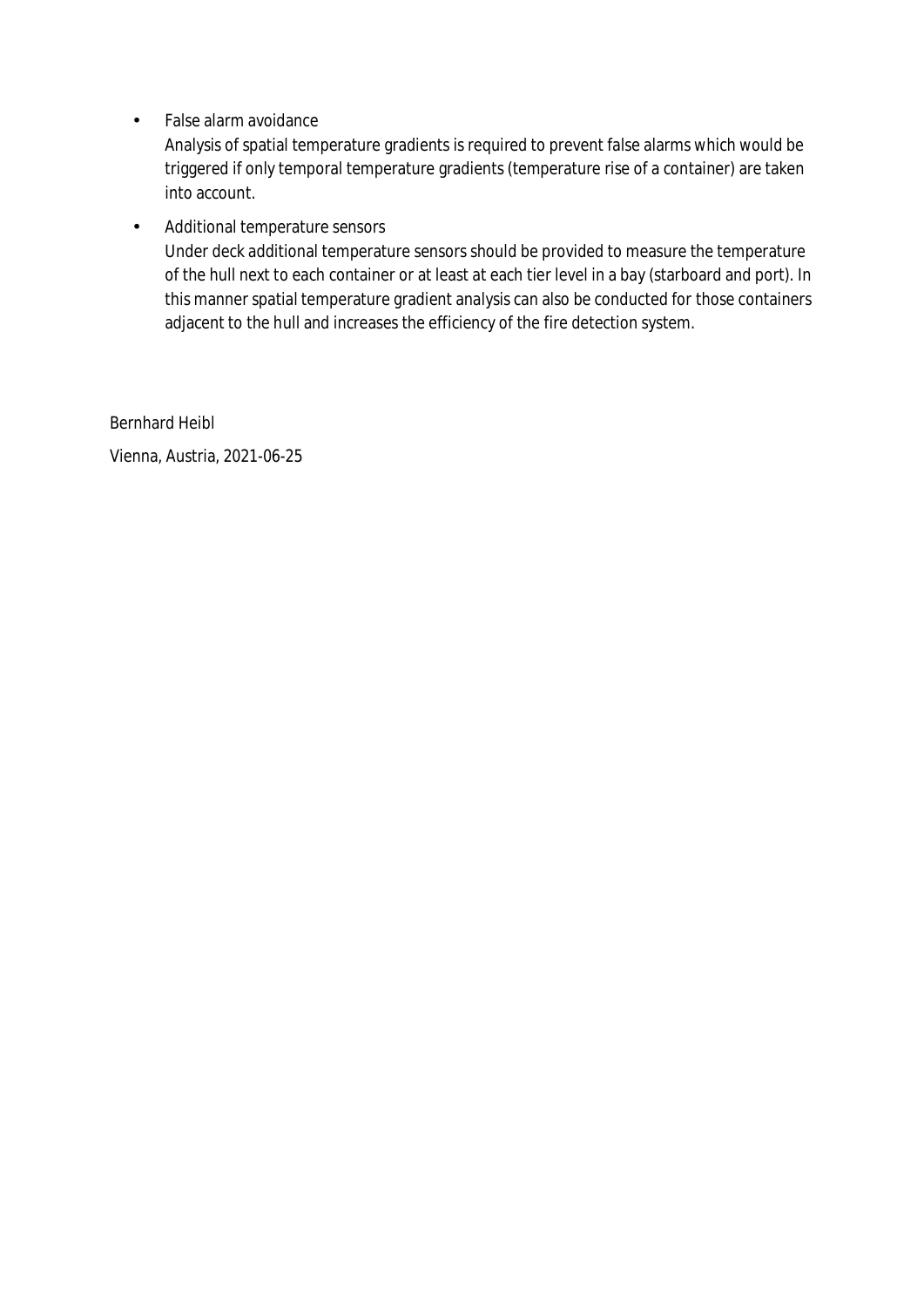- False alarm avoidance
  Analysis of spatial temperature gradients is required to prevent false alarms which would be triggered if only temporal temperature gradients (temperature rise of a container) are taken into account.
- Additional temperature sensors
  Under deck additional temperature sensors should be provided to measure the temperature of the hull next to each container or at least at each tier level in a bay (starboard and port). In this manner spatial temperature gradient analysis can also be conducted for those containers adjacent to the hull and increases the efficiency of the fire detection system.

Bernhard Heibl

Vienna, Austria, 2021-06-25